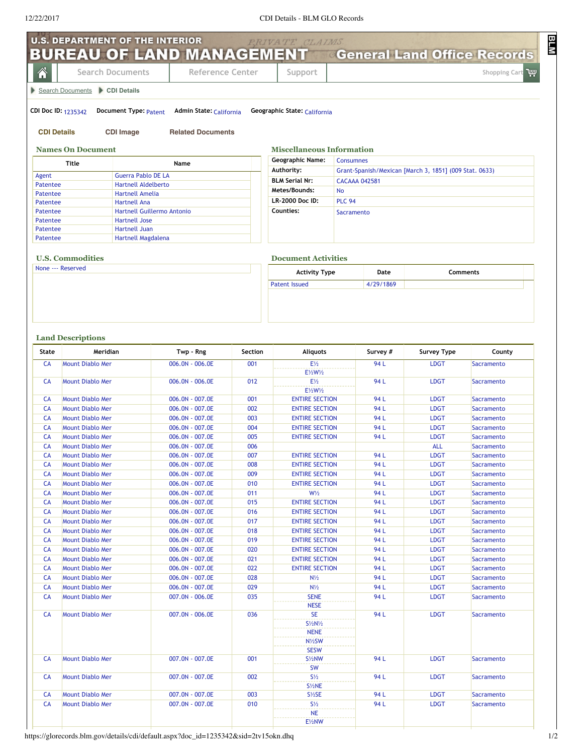# U.S. DEPARTMENT OF THE INTERIOR BUREAU OF LAND MANAGEMENT — General Land Office Records

Search Documents | Reference Center | Support | Shopping Cart

Search Documents > CDI Details

**CDI Doc ID:** 1235342 **Document Type:** Patent **Admin State:** California **Geographic State:** California

**CDI Details** | **CDI Image** | **Related Documents**

## Names On Document

| Title | Name |
|---|---|
| Agent | Guerra Pablo DE LA |
| Patentee | Hartnell Aldelberto |
| Patentee | Hartnell Amelia |
| Patentee | Hartnell Ana |
| Patentee | Hartnell Guillermo Antonio |
| Patentee | Hartnell Jose |
| Patentee | Hartnell Juan |
| Patentee | Hartnell Magdalena |

## Miscellaneous Information

| | |
|---|---|
| Geographic Name: | Consumnes |
| Authority: | Grant-Spanish/Mexican [March 3, 1851] (009 Stat. 0633) |
| BLM Serial Nr: | CACAAA 042581 |
| Metes/Bounds: | No |
| LR-2000 Doc ID: | PLC 94 |
| Counties: | Sacramento |

## U.S. Commodities

None --- Reserved

## Document Activities

| Activity Type | Date | Comments |
|---|---|---|
| Patent Issued | 4/29/1869 | |

## Land Descriptions

| State | Meridian | Twp - Rng | Section | Aliquots | Survey # | Survey Type | County |
|---|---|---|---|---|---|---|---|
| CA | Mount Diablo Mer | 006.0N - 006.0E | 001 | E½<br>E½W½ | 94 L | LDGT | Sacramento |
| CA | Mount Diablo Mer | 006.0N - 006.0E | 012 | E½<br>E½W½ | 94 L | LDGT | Sacramento |
| CA | Mount Diablo Mer | 006.0N - 007.0E | 001 | ENTIRE SECTION | 94 L | LDGT | Sacramento |
| CA | Mount Diablo Mer | 006.0N - 007.0E | 002 | ENTIRE SECTION | 94 L | LDGT | Sacramento |
| CA | Mount Diablo Mer | 006.0N - 007.0E | 003 | ENTIRE SECTION | 94 L | LDGT | Sacramento |
| CA | Mount Diablo Mer | 006.0N - 007.0E | 004 | ENTIRE SECTION | 94 L | LDGT | Sacramento |
| CA | Mount Diablo Mer | 006.0N - 007.0E | 005 | ENTIRE SECTION | 94 L | LDGT | Sacramento |
| CA | Mount Diablo Mer | 006.0N - 007.0E | 006 | | | ALL | Sacramento |
| CA | Mount Diablo Mer | 006.0N - 007.0E | 007 | ENTIRE SECTION | 94 L | LDGT | Sacramento |
| CA | Mount Diablo Mer | 006.0N - 007.0E | 008 | ENTIRE SECTION | 94 L | LDGT | Sacramento |
| CA | Mount Diablo Mer | 006.0N - 007.0E | 009 | ENTIRE SECTION | 94 L | LDGT | Sacramento |
| CA | Mount Diablo Mer | 006.0N - 007.0E | 010 | ENTIRE SECTION | 94 L | LDGT | Sacramento |
| CA | Mount Diablo Mer | 006.0N - 007.0E | 011 | W½ | 94 L | LDGT | Sacramento |
| CA | Mount Diablo Mer | 006.0N - 007.0E | 015 | ENTIRE SECTION | 94 L | LDGT | Sacramento |
| CA | Mount Diablo Mer | 006.0N - 007.0E | 016 | ENTIRE SECTION | 94 L | LDGT | Sacramento |
| CA | Mount Diablo Mer | 006.0N - 007.0E | 017 | ENTIRE SECTION | 94 L | LDGT | Sacramento |
| CA | Mount Diablo Mer | 006.0N - 007.0E | 018 | ENTIRE SECTION | 94 L | LDGT | Sacramento |
| CA | Mount Diablo Mer | 006.0N - 007.0E | 019 | ENTIRE SECTION | 94 L | LDGT | Sacramento |
| CA | Mount Diablo Mer | 006.0N - 007.0E | 020 | ENTIRE SECTION | 94 L | LDGT | Sacramento |
| CA | Mount Diablo Mer | 006.0N - 007.0E | 021 | ENTIRE SECTION | 94 L | LDGT | Sacramento |
| CA | Mount Diablo Mer | 006.0N - 007.0E | 022 | ENTIRE SECTION | 94 L | LDGT | Sacramento |
| CA | Mount Diablo Mer | 006.0N - 007.0E | 028 | N½ | 94 L | LDGT | Sacramento |
| CA | Mount Diablo Mer | 006.0N - 007.0E | 029 | N½ | 94 L | LDGT | Sacramento |
| CA | Mount Diablo Mer | 007.0N - 006.0E | 035 | SENE<br>NESE | 94 L | LDGT | Sacramento |
| CA | Mount Diablo Mer | 007.0N - 006.0E | 036 | SE<br>S½N½<br>NENE<br>N½SW<br>SESW | 94 L | LDGT | Sacramento |
| CA | Mount Diablo Mer | 007.0N - 007.0E | 001 | S½NW<br>SW | 94 L | LDGT | Sacramento |
| CA | Mount Diablo Mer | 007.0N - 007.0E | 002 | S½<br>S½NE | 94 L | LDGT | Sacramento |
| CA | Mount Diablo Mer | 007.0N - 007.0E | 003 | S½SE | 94 L | LDGT | Sacramento |
| CA | Mount Diablo Mer | 007.0N - 007.0E | 010 | S½<br>NE<br>E½NW | 94 L | LDGT | Sacramento |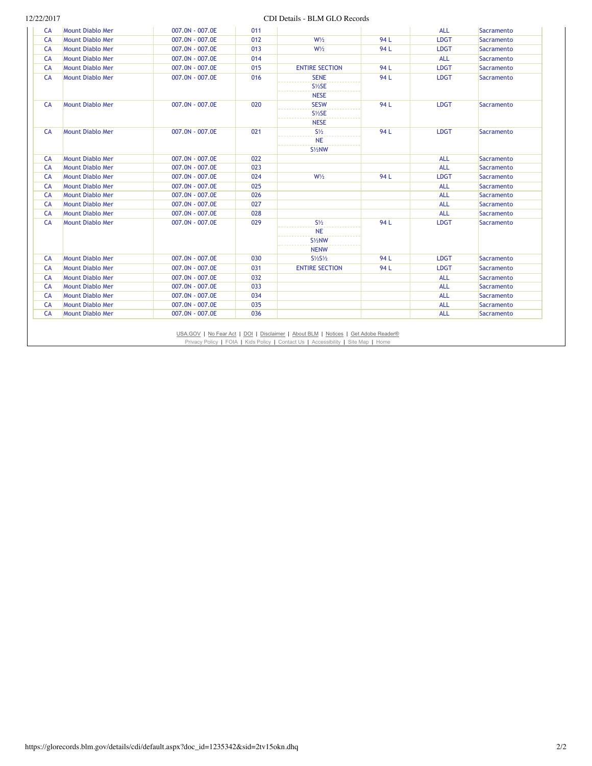| | | | | | | | |
|---|---|---|---|---|---|---|---|
| CA | Mount Diablo Mer | 007.0N - 007.0E | 011 | | | ALL | Sacramento |
| CA | Mount Diablo Mer | 007.0N - 007.0E | 012 | W½ | 94 L | LDGT | Sacramento |
| CA | Mount Diablo Mer | 007.0N - 007.0E | 013 | W½ | 94 L | LDGT | Sacramento |
| CA | Mount Diablo Mer | 007.0N - 007.0E | 014 | | | ALL | Sacramento |
| CA | Mount Diablo Mer | 007.0N - 007.0E | 015 | ENTIRE SECTION | 94 L | LDGT | Sacramento |
| CA | Mount Diablo Mer | 007.0N - 007.0E | 016 | SENE<br>S½SE<br>NESE | 94 L | LDGT | Sacramento |
| CA | Mount Diablo Mer | 007.0N - 007.0E | 020 | SESW<br>S½SE<br>NESE | 94 L | LDGT | Sacramento |
| CA | Mount Diablo Mer | 007.0N - 007.0E | 021 | S½<br>NE<br>S½NW | 94 L | LDGT | Sacramento |
| CA | Mount Diablo Mer | 007.0N - 007.0E | 022 | | | ALL | Sacramento |
| CA | Mount Diablo Mer | 007.0N - 007.0E | 023 | | | ALL | Sacramento |
| CA | Mount Diablo Mer | 007.0N - 007.0E | 024 | W½ | 94 L | LDGT | Sacramento |
| CA | Mount Diablo Mer | 007.0N - 007.0E | 025 | | | ALL | Sacramento |
| CA | Mount Diablo Mer | 007.0N - 007.0E | 026 | | | ALL | Sacramento |
| CA | Mount Diablo Mer | 007.0N - 007.0E | 027 | | | ALL | Sacramento |
| CA | Mount Diablo Mer | 007.0N - 007.0E | 028 | | | ALL | Sacramento |
| CA | Mount Diablo Mer | 007.0N - 007.0E | 029 | S½<br>NE<br>S½NW<br>NENW | 94 L | LDGT | Sacramento |
| CA | Mount Diablo Mer | 007.0N - 007.0E | 030 | S½S½ | 94 L | LDGT | Sacramento |
| CA | Mount Diablo Mer | 007.0N - 007.0E | 031 | ENTIRE SECTION | 94 L | LDGT | Sacramento |
| CA | Mount Diablo Mer | 007.0N - 007.0E | 032 | | | ALL | Sacramento |
| CA | Mount Diablo Mer | 007.0N - 007.0E | 033 | | | ALL | Sacramento |
| CA | Mount Diablo Mer | 007.0N - 007.0E | 034 | | | ALL | Sacramento |
| CA | Mount Diablo Mer | 007.0N - 007.0E | 035 | | | ALL | Sacramento |
| CA | Mount Diablo Mer | 007.0N - 007.0E | 036 | | | ALL | Sacramento |

USA.GOV | No Fear Act | DOI | Disclaimer | About BLM | Notices | Get Adobe Reader®
Privacy Policy | FOIA | Kids Policy | Contact Us | Accessibility | Site Map | Home